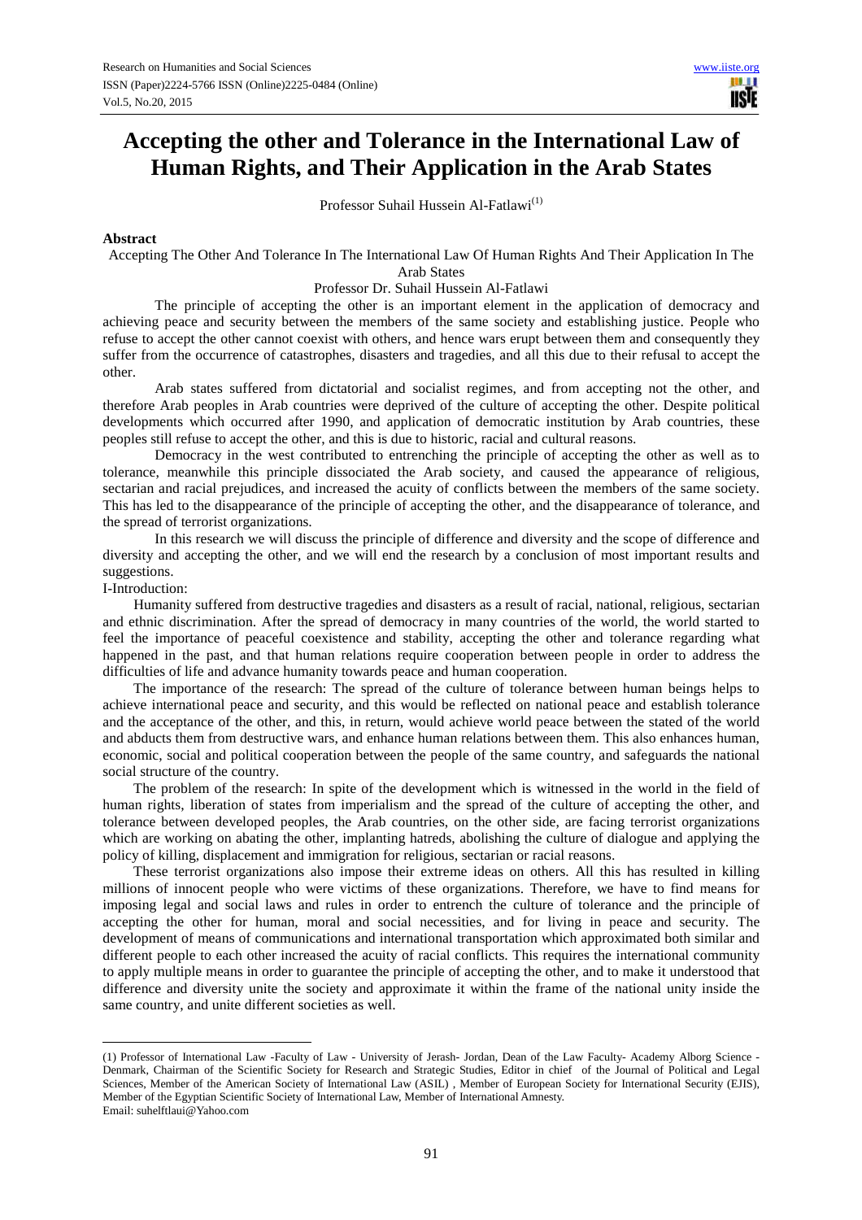# Accepting the other and Tolerance in the International Law of Human Rights, and Their Application in the Arab States

Professor Suhail Hussein Al-Fatlawi[(1)]

**Abstract**

Accepting The Other And Tolerance In The International Law Of Human Rights And Their Application In The Arab States

Professor Dr. Suhail Hussein Al-Fatlawi

The principle of accepting the other is an important element in the application of democracy and achieving peace and security between the members of the same society and establishing justice. People who refuse to accept the other cannot coexist with others, and hence wars erupt between them and consequently they suffer from the occurrence of catastrophes, disasters and tragedies, and all this due to their refusal to accept the other.

Arab states suffered from dictatorial and socialist regimes, and from accepting not the other, and therefore Arab peoples in Arab countries were deprived of the culture of accepting the other. Despite political developments which occurred after 1990, and application of democratic institution by Arab countries, these peoples still refuse to accept the other, and this is due to historic, racial and cultural reasons.

Democracy in the west contributed to entrenching the principle of accepting the other as well as to tolerance, meanwhile this principle dissociated the Arab society, and caused the appearance of religious, sectarian and racial prejudices, and increased the acuity of conflicts between the members of the same society. This has led to the disappearance of the principle of accepting the other, and the disappearance of tolerance, and the spread of terrorist organizations.

In this research we will discuss the principle of difference and diversity and the scope of difference and diversity and accepting the other, and we will end the research by a conclusion of most important results and suggestions.

I-Introduction:

Humanity suffered from destructive tragedies and disasters as a result of racial, national, religious, sectarian and ethnic discrimination. After the spread of democracy in many countries of the world, the world started to feel the importance of peaceful coexistence and stability, accepting the other and tolerance regarding what happened in the past, and that human relations require cooperation between people in order to address the difficulties of life and advance humanity towards peace and human cooperation.

The importance of the research: The spread of the culture of tolerance between human beings helps to achieve international peace and security, and this would be reflected on national peace and establish tolerance and the acceptance of the other, and this, in return, would achieve world peace between the stated of the world and abducts them from destructive wars, and enhance human relations between them. This also enhances human, economic, social and political cooperation between the people of the same country, and safeguards the national social structure of the country.

The problem of the research: In spite of the development which is witnessed in the world in the field of human rights, liberation of states from imperialism and the spread of the culture of accepting the other, and tolerance between developed peoples, the Arab countries, on the other side, are facing terrorist organizations which are working on abating the other, implanting hatreds, abolishing the culture of dialogue and applying the policy of killing, displacement and immigration for religious, sectarian or racial reasons.

These terrorist organizations also impose their extreme ideas on others. All this has resulted in killing millions of innocent people who were victims of these organizations. Therefore, we have to find means for imposing legal and social laws and rules in order to entrench the culture of tolerance and the principle of accepting the other for human, moral and social necessities, and for living in peace and security. The development of means of communications and international transportation which approximated both similar and different people to each other increased the acuity of racial conflicts. This requires the international community to apply multiple means in order to guarantee the principle of accepting the other, and to make it understood that difference and diversity unite the society and approximate it within the frame of the national unity inside the same country, and unite different societies as well.

---

(1) Professor of International Law -Faculty of Law - University of Jerash- Jordan, Dean of the Law Faculty- Academy Alborg Science - Denmark, Chairman of the Scientific Society for Research and Strategic Studies, Editor in chief of the Journal of Political and Legal Sciences, Member of the American Society of International Law (ASIL) , Member of European Society for International Security (EJIS), Member of the Egyptian Scientific Society of International Law, Member of International Amnesty.
Email: suhelftlaui@Yahoo.com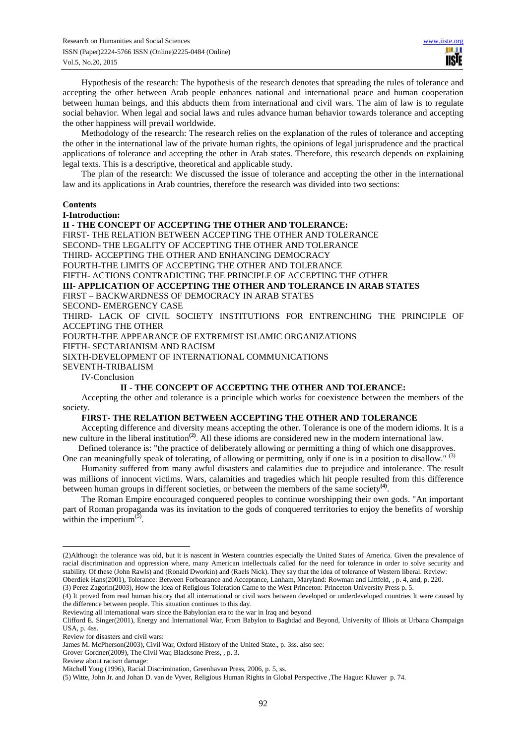Hypothesis of the research: The hypothesis of the research denotes that spreading the rules of tolerance and accepting the other between Arab people enhances national and international peace and human cooperation between human beings, and this abducts them from international and civil wars. The aim of law is to regulate social behavior. When legal and social laws and rules advance human behavior towards tolerance and accepting the other happiness will prevail worldwide.

Methodology of the research: The research relies on the explanation of the rules of tolerance and accepting the other in the international law of the private human rights, the opinions of legal jurisprudence and the practical applications of tolerance and accepting the other in Arab states. Therefore, this research depends on explaining legal texts. This is a descriptive, theoretical and applicable study.

The plan of the research: We discussed the issue of tolerance and accepting the other in the international law and its applications in Arab countries, therefore the research was divided into two sections:

**Contents**

**I-Introduction:**

**II - THE CONCEPT OF ACCEPTING THE OTHER AND TOLERANCE:**

FIRST- THE RELATION BETWEEN ACCEPTING THE OTHER AND TOLERANCE

SECOND- THE LEGALITY OF ACCEPTING THE OTHER AND TOLERANCE

THIRD- ACCEPTING THE OTHER AND ENHANCING DEMOCRACY

FOURTH-THE LIMITS OF ACCEPTING THE OTHER AND TOLERANCE

FIFTH- ACTIONS CONTRADICTING THE PRINCIPLE OF ACCEPTING THE OTHER

**III- APPLICATION OF ACCEPTING THE OTHER AND TOLERANCE IN ARAB STATES**

FIRST – BACKWARDNESS OF DEMOCRACY IN ARAB STATES

SECOND- EMERGENCY CASE

THIRD- LACK OF CIVIL SOCIETY INSTITUTIONS FOR ENTRENCHING THE PRINCIPLE OF ACCEPTING THE OTHER

FOURTH-THE APPEARANCE OF EXTREMIST ISLAMIC ORGANIZATIONS

FIFTH- SECTARIANISM AND RACISM

SIXTH-DEVELOPMENT OF INTERNATIONAL COMMUNICATIONS

SEVENTH-TRIBALISM

IV-Conclusion

## II - THE CONCEPT OF ACCEPTING THE OTHER AND TOLERANCE:

Accepting the other and tolerance is a principle which works for coexistence between the members of the society.

### FIRST- THE RELATION BETWEEN ACCEPTING THE OTHER AND TOLERANCE

Accepting difference and diversity means accepting the other. Tolerance is one of the modern idioms. It is a new culture in the liberal institution[(2)]. All these idioms are considered new in the modern international law.

Defined tolerance is: "the practice of deliberately allowing or permitting a thing of which one disapproves. One can meaningfully speak of tolerating, of allowing or permitting, only if one is in a position to disallow." [(3)]

Humanity suffered from many awful disasters and calamities due to prejudice and intolerance. The result was millions of innocent victims. Wars, calamities and tragedies which hit people resulted from this difference between human groups in different societies, or between the members of the same society[(4)].

The Roman Empire encouraged conquered peoples to continue worshipping their own gods. "An important part of Roman propaganda was its invitation to the gods of conquered territories to enjoy the benefits of worship within the imperium[(5)].

---

(2)Although the tolerance was old, but it is nascent in Western countries especially the United States of America. Given the prevalence of racial discrimination and oppression where, many American intellectuals called for the need for tolerance in order to solve security and stability. Of these (John Rawls) and (Ronald Dworkin) and (Raels Nick). They say that the idea of tolerance of Western liberal. Review: Oberdiek Hans(2001), Tolerance: Between Forbearance and Acceptance, Lanham, Maryland: Rowman and Littfeld, , p. 4, and, p. 220.

(3) Perez Zagorin(2003), How the Idea of Religious Toleration Came to the West Princeton: Princeton University Press p. 5.

(4) It proved from read human history that all international or civil wars between developed or underdeveloped countries It were caused by the difference between people. This situation continues to this day.

Reviewing all international wars since the Babylonian era to the war in Iraq and beyond

Clifford E. Singer(2001), Energy and International War, From Babylon to Baghdad and Beyond, University of Illiois at Urbana Champaign USA, p. 4ss.

Review for disasters and civil wars:

James M. McPherson(2003), Civil War, Oxford History of the United State., p. 3ss. also see:

Grover Gordner(2009), The Civil War, Blacksone Press, , p. 3.

Review about racism damage:

Mitchell Youg (1996), Racial Discrimination, Greenhavan Press, 2006, p. 5, ss.

(5) Witte, John Jr. and Johan D. van de Vyver, Religious Human Rights in Global Perspective ,The Hague: Kluwer p. 74.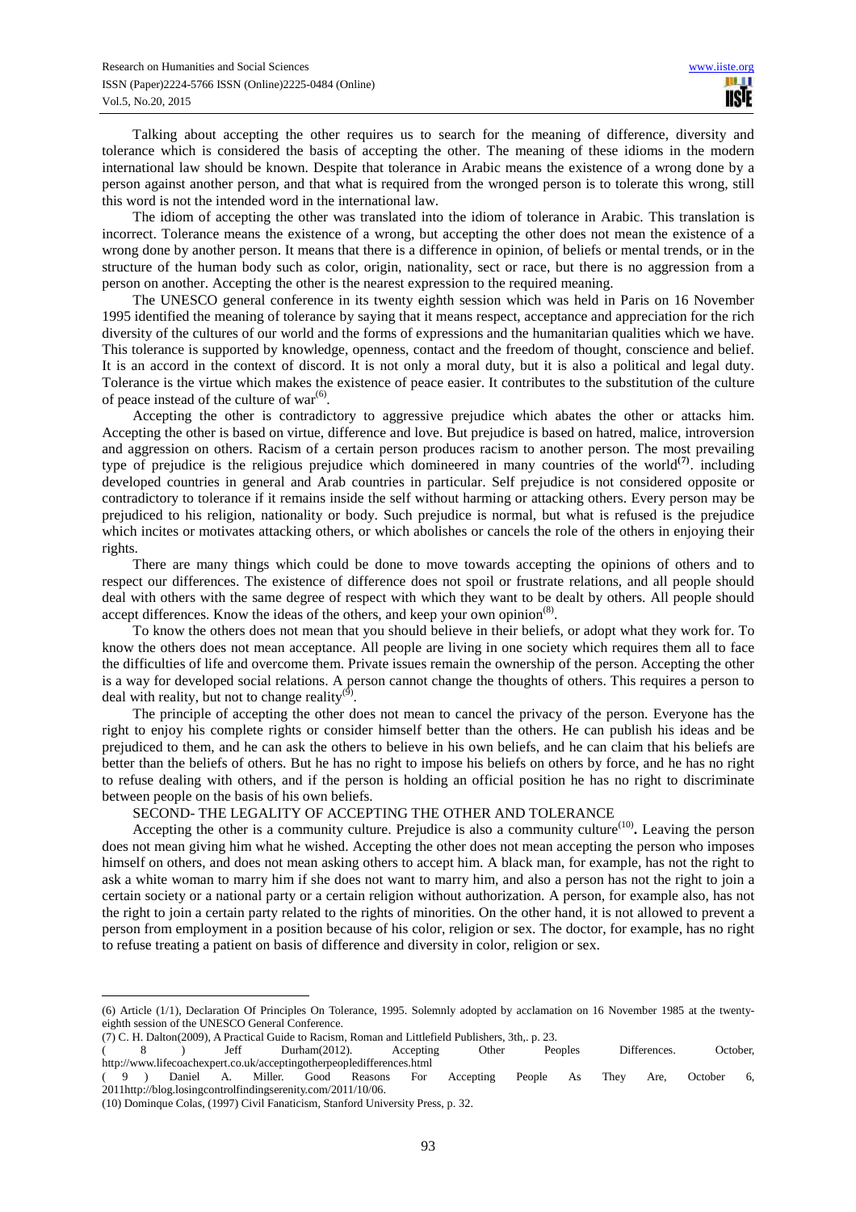Talking about accepting the other requires us to search for the meaning of difference, diversity and tolerance which is considered the basis of accepting the other. The meaning of these idioms in the modern international law should be known. Despite that tolerance in Arabic means the existence of a wrong done by a person against another person, and that what is required from the wronged person is to tolerate this wrong, still this word is not the intended word in the international law.

The idiom of accepting the other was translated into the idiom of tolerance in Arabic. This translation is incorrect. Tolerance means the existence of a wrong, but accepting the other does not mean the existence of a wrong done by another person. It means that there is a difference in opinion, of beliefs or mental trends, or in the structure of the human body such as color, origin, nationality, sect or race, but there is no aggression from a person on another. Accepting the other is the nearest expression to the required meaning.

The UNESCO general conference in its twenty eighth session which was held in Paris on 16 November 1995 identified the meaning of tolerance by saying that it means respect, acceptance and appreciation for the rich diversity of the cultures of our world and the forms of expressions and the humanitarian qualities which we have. This tolerance is supported by knowledge, openness, contact and the freedom of thought, conscience and belief. It is an accord in the context of discord. It is not only a moral duty, but it is also a political and legal duty. Tolerance is the virtue which makes the existence of peace easier. It contributes to the substitution of the culture of peace instead of the culture of war[6].

Accepting the other is contradictory to aggressive prejudice which abates the other or attacks him. Accepting the other is based on virtue, difference and love. But prejudice is based on hatred, malice, introversion and aggression on others. Racism of a certain person produces racism to another person. The most prevailing type of prejudice is the religious prejudice which domineered in many countries of the world**[7]**. including developed countries in general and Arab countries in particular. Self prejudice is not considered opposite or contradictory to tolerance if it remains inside the self without harming or attacking others. Every person may be prejudiced to his religion, nationality or body. Such prejudice is normal, but what is refused is the prejudice which incites or motivates attacking others, or which abolishes or cancels the role of the others in enjoying their rights.

There are many things which could be done to move towards accepting the opinions of others and to respect our differences. The existence of difference does not spoil or frustrate relations, and all people should deal with others with the same degree of respect with which they want to be dealt by others. All people should accept differences. Know the ideas of the others, and keep your own opinion[8].

To know the others does not mean that you should believe in their beliefs, or adopt what they work for. To know the others does not mean acceptance. All people are living in one society which requires them all to face the difficulties of life and overcome them. Private issues remain the ownership of the person. Accepting the other is a way for developed social relations. A person cannot change the thoughts of others. This requires a person to deal with reality, but not to change reality[9].

The principle of accepting the other does not mean to cancel the privacy of the person. Everyone has the right to enjoy his complete rights or consider himself better than the others. He can publish his ideas and be prejudiced to them, and he can ask the others to believe in his own beliefs, and he can claim that his beliefs are better than the beliefs of others. But he has no right to impose his beliefs on others by force, and he has no right to refuse dealing with others, and if the person is holding an official position he has no right to discriminate between people on the basis of his own beliefs.

## SECOND- THE LEGALITY OF ACCEPTING THE OTHER AND TOLERANCE

Accepting the other is a community culture. Prejudice is also a community culture[10]**.** Leaving the person does not mean giving him what he wished. Accepting the other does not mean accepting the person who imposes himself on others, and does not mean asking others to accept him. A black man, for example, has not the right to ask a white woman to marry him if she does not want to marry him, and also a person has not the right to join a certain society or a national party or a certain religion without authorization. A person, for example also, has not the right to join a certain party related to the rights of minorities. On the other hand, it is not allowed to prevent a person from employment in a position because of his color, religion or sex. The doctor, for example, has no right to refuse treating a patient on basis of difference and diversity in color, religion or sex.

---

(6) Article (1/1), Declaration Of Principles On Tolerance, 1995. Solemnly adopted by acclamation on 16 November 1985 at the twenty-eighth session of the UNESCO General Conference.

(7) C. H. Dalton(2009), A Practical Guide to Racism, Roman and Littlefield Publishers, 3th,. p. 23.

( 8 ) Jeff Durham(2012). Accepting Other Peoples Differences. October, http://www.lifecoachexpert.co.uk/acceptingotherpeopledifferences.html

( 9 ) Daniel A. Miller. Good Reasons For Accepting People As They Are, October 6, 2011http://blog.losingcontrolfindingserenity.com/2011/10/06.

(10) Dominque Colas, (1997) Civil Fanaticism, Stanford University Press, p. 32.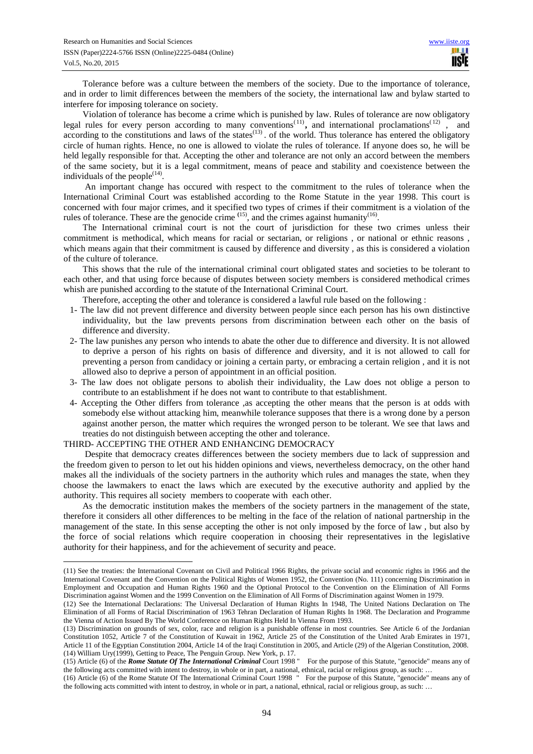Tolerance before was a culture between the members of the society. Due to the importance of tolerance, and in order to limit differences between the members of the society, the international law and bylaw started to interfere for imposing tolerance on society.

Violation of tolerance has become a crime which is punished by law. Rules of tolerance are now obligatory legal rules for every person according to many conventions[11], and international proclamations[12], and according to the constitutions and laws of the states[13]. of the world. Thus tolerance has entered the obligatory circle of human rights. Hence, no one is allowed to violate the rules of tolerance. If anyone does so, he will be held legally responsible for that. Accepting the other and tolerance are not only an accord between the members of the same society, but it is a legal commitment, means of peace and stability and coexistence between the individuals of the people[14].

An important change has occured with respect to the commitment to the rules of tolerance when the International Criminal Court was established according to the Rome Statute in the year 1998. This court is concerned with four major crimes, and it specified two types of crimes if their commitment is a violation of the rules of tolerance. These are the genocide crime [15], and the crimes against humanity[16].

The International criminal court is not the court of jurisdiction for these two crimes unless their commitment is methodical, which means for racial or sectarian, or religions , or national or ethnic reasons , which means again that their commitment is caused by difference and diversity , as this is considered a violation of the culture of tolerance.

This shows that the rule of the international criminal court obligated states and societies to be tolerant to each other, and that using force because of disputes between society members is considered methodical crimes whish are punished according to the statute of the International Criminal Court.

Therefore, accepting the other and tolerance is considered a lawful rule based on the following :

1- The law did not prevent difference and diversity between people since each person has his own distinctive individuality, but the law prevents persons from discrimination between each other on the basis of difference and diversity.
2- The law punishes any person who intends to abate the other due to difference and diversity. It is not allowed to deprive a person of his rights on basis of difference and diversity, and it is not allowed to call for preventing a person from candidacy or joining a certain party, or embracing a certain religion , and it is not allowed also to deprive a person of appointment in an official position.
3- The law does not obligate persons to abolish their individuality, the Law does not oblige a person to contribute to an establishment if he does not want to contribute to that establishment.
4- Accepting the Other differs from tolerance ,as accepting the other means that the person is at odds with somebody else without attacking him, meanwhile tolerance supposes that there is a wrong done by a person against another person, the matter which requires the wronged person to be tolerant. We see that laws and treaties do not distinguish between accepting the other and tolerance.

## THIRD- ACCEPTING THE OTHER AND ENHANCING DEMOCRACY

Despite that democracy creates differences between the society members due to lack of suppression and the freedom given to person to let out his hidden opinions and views, nevertheless democracy, on the other hand makes all the individuals of the society partners in the authority which rules and manages the state, when they choose the lawmakers to enact the laws which are executed by the executive authority and applied by the authority. This requires all society members to cooperate with each other.

As the democratic institution makes the members of the society partners in the management of the state, therefore it considers all other differences to be melting in the face of the relation of national partnership in the management of the state. In this sense accepting the other is not only imposed by the force of law , but also by the force of social relations which require cooperation in choosing their representatives in the legislative authority for their happiness, and for the achievement of security and peace.

---

(11) See the treaties: the International Covenant on Civil and Political 1966 Rights, the private social and economic rights in 1966 and the International Covenant and the Convention on the Political Rights of Women 1952, the Convention (No. 111) concerning Discrimination in Employment and Occupation and Human Rights 1960 and the Optional Protocol to the Convention on the Elimination of All Forms Discrimination against Women and the 1999 Convention on the Elimination of All Forms of Discrimination against Women in 1979.

(12) See the International Declarations: The Universal Declaration of Human Rights In 1948, The United Nations Declaration on The Elimination of all Forms of Racial Discrimination of 1963 Tehran Declaration of Human Rights In 1968. The Declaration and Programme the Vienna of Action Issued By The World Conference on Human Rights Held In Vienna From 1993.

(13) Discrimination on grounds of sex, color, race and religion is a punishable offense in most countries. See Article 6 of the Jordanian Constitution 1052, Article 7 of the Constitution of Kuwait in 1962, Article 25 of the Constitution of the United Arab Emirates in 1971, Article 11 of the Egyptian Constitution 2004, Article 14 of the Iraqi Constitution in 2005, and Article (29) of the Algerian Constitution, 2008.

(14) William Ury(1999), Getting to Peace, The Penguin Group. New York, p. 17.

(15) Article (6) of the ***Rome Statute Of The International Criminal*** Court 1998 " For the purpose of this Statute, "genocide" means any of the following acts committed with intent to destroy, in whole or in part, a national, ethnical, racial or religious group, as such: …

(16) Article (6) of the Rome Statute Of The International Criminal Court 1998 " For the purpose of this Statute, "genocide" means any of the following acts committed with intent to destroy, in whole or in part, a national, ethnical, racial or religious group, as such: …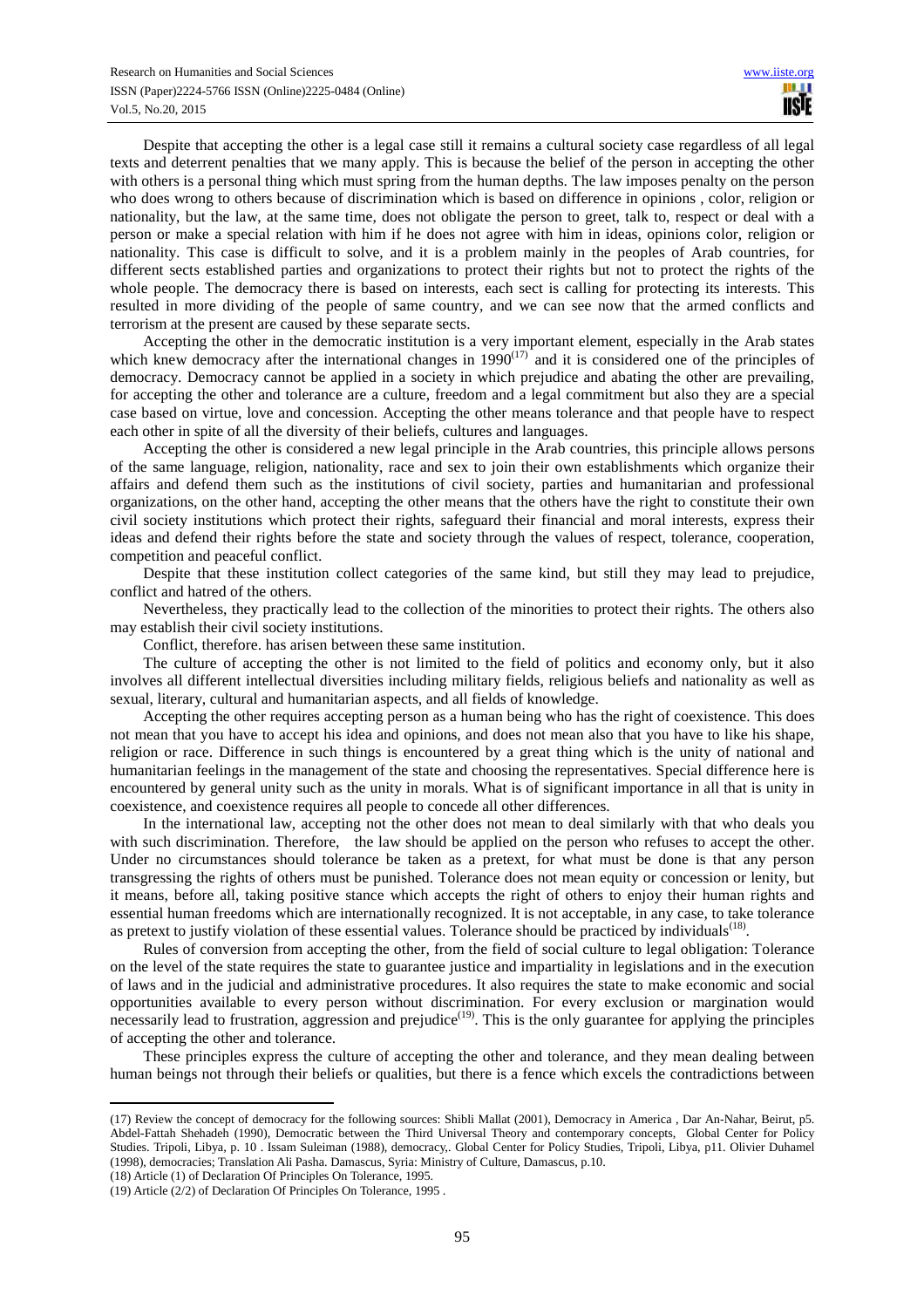Despite that accepting the other is a legal case still it remains a cultural society case regardless of all legal texts and deterrent penalties that we many apply. This is because the belief of the person in accepting the other with others is a personal thing which must spring from the human depths. The law imposes penalty on the person who does wrong to others because of discrimination which is based on difference in opinions , color, religion or nationality, but the law, at the same time, does not obligate the person to greet, talk to, respect or deal with a person or make a special relation with him if he does not agree with him in ideas, opinions color, religion or nationality. This case is difficult to solve, and it is a problem mainly in the peoples of Arab countries, for different sects established parties and organizations to protect their rights but not to protect the rights of the whole people. The democracy there is based on interests, each sect is calling for protecting its interests. This resulted in more dividing of the people of same country, and we can see now that the armed conflicts and terrorism at the present are caused by these separate sects.

Accepting the other in the democratic institution is a very important element, especially in the Arab states which knew democracy after the international changes in 1990[17] and it is considered one of the principles of democracy. Democracy cannot be applied in a society in which prejudice and abating the other are prevailing, for accepting the other and tolerance are a culture, freedom and a legal commitment but also they are a special case based on virtue, love and concession. Accepting the other means tolerance and that people have to respect each other in spite of all the diversity of their beliefs, cultures and languages.

Accepting the other is considered a new legal principle in the Arab countries, this principle allows persons of the same language, religion, nationality, race and sex to join their own establishments which organize their affairs and defend them such as the institutions of civil society, parties and humanitarian and professional organizations, on the other hand, accepting the other means that the others have the right to constitute their own civil society institutions which protect their rights, safeguard their financial and moral interests, express their ideas and defend their rights before the state and society through the values of respect, tolerance, cooperation, competition and peaceful conflict.

Despite that these institution collect categories of the same kind, but still they may lead to prejudice, conflict and hatred of the others.

Nevertheless, they practically lead to the collection of the minorities to protect their rights. The others also may establish their civil society institutions.

Conflict, therefore. has arisen between these same institution.

The culture of accepting the other is not limited to the field of politics and economy only, but it also involves all different intellectual diversities including military fields, religious beliefs and nationality as well as sexual, literary, cultural and humanitarian aspects, and all fields of knowledge.

Accepting the other requires accepting person as a human being who has the right of coexistence. This does not mean that you have to accept his idea and opinions, and does not mean also that you have to like his shape, religion or race. Difference in such things is encountered by a great thing which is the unity of national and humanitarian feelings in the management of the state and choosing the representatives. Special difference here is encountered by general unity such as the unity in morals. What is of significant importance in all that is unity in coexistence, and coexistence requires all people to concede all other differences.

In the international law, accepting not the other does not mean to deal similarly with that who deals you with such discrimination. Therefore, the law should be applied on the person who refuses to accept the other. Under no circumstances should tolerance be taken as a pretext, for what must be done is that any person transgressing the rights of others must be punished. Tolerance does not mean equity or concession or lenity, but it means, before all, taking positive stance which accepts the right of others to enjoy their human rights and essential human freedoms which are internationally recognized. It is not acceptable, in any case, to take tolerance as pretext to justify violation of these essential values. Tolerance should be practiced by individuals[18].

Rules of conversion from accepting the other, from the field of social culture to legal obligation: Tolerance on the level of the state requires the state to guarantee justice and impartiality in legislations and in the execution of laws and in the judicial and administrative procedures. It also requires the state to make economic and social opportunities available to every person without discrimination. For every exclusion or margination would necessarily lead to frustration, aggression and prejudice[19]. This is the only guarantee for applying the principles of accepting the other and tolerance.

These principles express the culture of accepting the other and tolerance, and they mean dealing between human beings not through their beliefs or qualities, but there is a fence which excels the contradictions between

---

(17) Review the concept of democracy for the following sources: Shibli Mallat (2001), Democracy in America , Dar An-Nahar, Beirut, p5. Abdel-Fattah Shehadeh (1990), Democratic between the Third Universal Theory and contemporary concepts, Global Center for Policy Studies. Tripoli, Libya, p. 10 . Issam Suleiman (1988), democracy,. Global Center for Policy Studies, Tripoli, Libya, p11. Olivier Duhamel (1998), democracies; Translation Ali Pasha. Damascus, Syria: Ministry of Culture, Damascus, p.10.

(18) Article (1) of Declaration Of Principles On Tolerance, 1995.

(19) Article (2/2) of Declaration Of Principles On Tolerance, 1995 .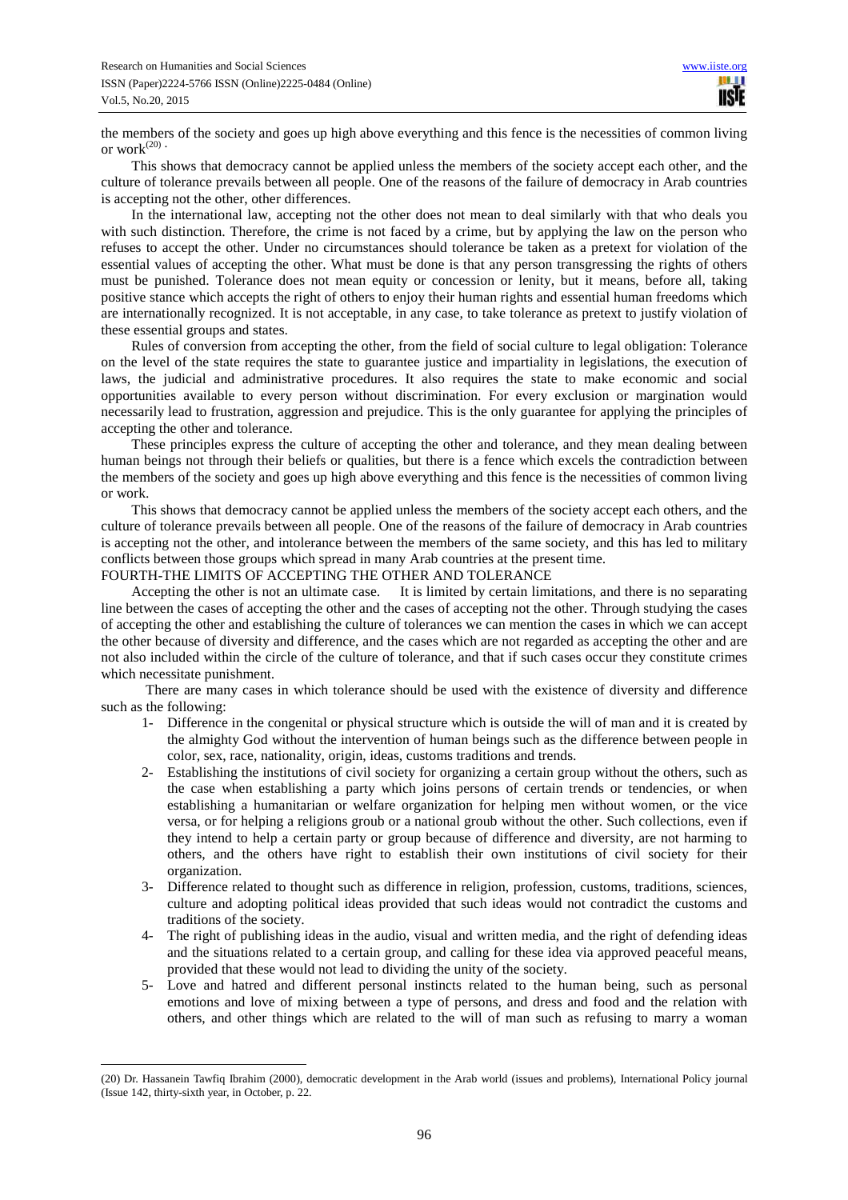the members of the society and goes up high above everything and this fence is the necessities of common living or work[20] .

This shows that democracy cannot be applied unless the members of the society accept each other, and the culture of tolerance prevails between all people. One of the reasons of the failure of democracy in Arab countries is accepting not the other, other differences.

In the international law, accepting not the other does not mean to deal similarly with that who deals you with such distinction. Therefore, the crime is not faced by a crime, but by applying the law on the person who refuses to accept the other. Under no circumstances should tolerance be taken as a pretext for violation of the essential values of accepting the other. What must be done is that any person transgressing the rights of others must be punished. Tolerance does not mean equity or concession or lenity, but it means, before all, taking positive stance which accepts the right of others to enjoy their human rights and essential human freedoms which are internationally recognized. It is not acceptable, in any case, to take tolerance as pretext to justify violation of these essential groups and states.

Rules of conversion from accepting the other, from the field of social culture to legal obligation: Tolerance on the level of the state requires the state to guarantee justice and impartiality in legislations, the execution of laws, the judicial and administrative procedures. It also requires the state to make economic and social opportunities available to every person without discrimination. For every exclusion or margination would necessarily lead to frustration, aggression and prejudice. This is the only guarantee for applying the principles of accepting the other and tolerance.

These principles express the culture of accepting the other and tolerance, and they mean dealing between human beings not through their beliefs or qualities, but there is a fence which excels the contradiction between the members of the society and goes up high above everything and this fence is the necessities of common living or work.

This shows that democracy cannot be applied unless the members of the society accept each others, and the culture of tolerance prevails between all people. One of the reasons of the failure of democracy in Arab countries is accepting not the other, and intolerance between the members of the same society, and this has led to military conflicts between those groups which spread in many Arab countries at the present time.

## FOURTH-THE LIMITS OF ACCEPTING THE OTHER AND TOLERANCE

Accepting the other is not an ultimate case. It is limited by certain limitations, and there is no separating line between the cases of accepting the other and the cases of accepting not the other. Through studying the cases of accepting the other and establishing the culture of tolerances we can mention the cases in which we can accept the other because of diversity and difference, and the cases which are not regarded as accepting the other and are not also included within the circle of the culture of tolerance, and that if such cases occur they constitute crimes which necessitate punishment.

There are many cases in which tolerance should be used with the existence of diversity and difference such as the following:

1- Difference in the congenital or physical structure which is outside the will of man and it is created by the almighty God without the intervention of human beings such as the difference between people in color, sex, race, nationality, origin, ideas, customs traditions and trends.
2- Establishing the institutions of civil society for organizing a certain group without the others, such as the case when establishing a party which joins persons of certain trends or tendencies, or when establishing a humanitarian or welfare organization for helping men without women, or the vice versa, or for helping a religions groub or a national groub without the other. Such collections, even if they intend to help a certain party or group because of difference and diversity, are not harming to others, and the others have right to establish their own institutions of civil society for their organization.
3- Difference related to thought such as difference in religion, profession, customs, traditions, sciences, culture and adopting political ideas provided that such ideas would not contradict the customs and traditions of the society.
4- The right of publishing ideas in the audio, visual and written media, and the right of defending ideas and the situations related to a certain group, and calling for these idea via approved peaceful means, provided that these would not lead to dividing the unity of the society.
5- Love and hatred and different personal instincts related to the human being, such as personal emotions and love of mixing between a type of persons, and dress and food and the relation with others, and other things which are related to the will of man such as refusing to marry a woman

(20) Dr. Hassanein Tawfiq Ibrahim (2000), democratic development in the Arab world (issues and problems), International Policy journal (Issue 142, thirty-sixth year, in October, p. 22.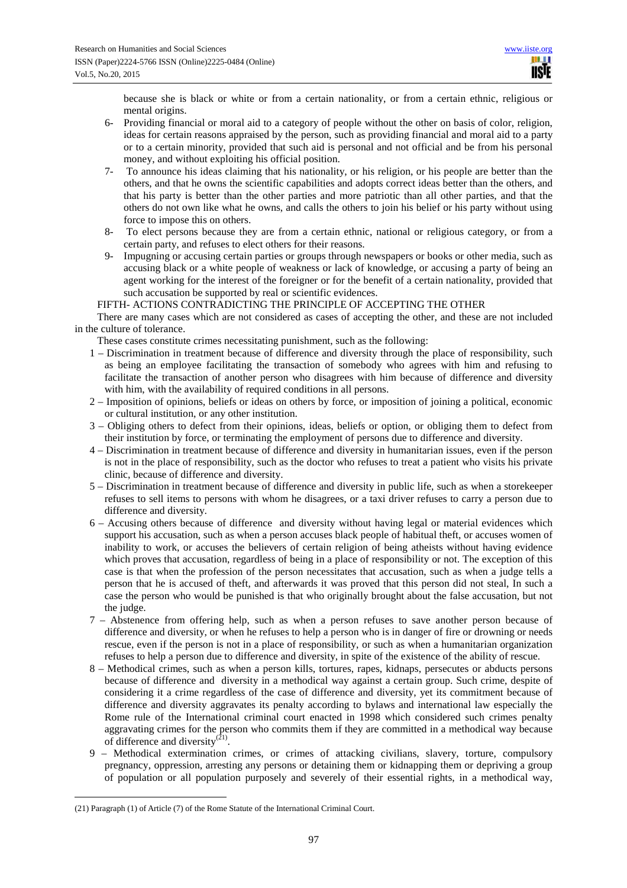because she is black or white or from a certain nationality, or from a certain ethnic, religious or mental origins.

6- Providing financial or moral aid to a category of people without the other on basis of color, religion, ideas for certain reasons appraised by the person, such as providing financial and moral aid to a party or to a certain minority, provided that such aid is personal and not official and be from his personal money, and without exploiting his official position.

7- To announce his ideas claiming that his nationality, or his religion, or his people are better than the others, and that he owns the scientific capabilities and adopts correct ideas better than the others, and that his party is better than the other parties and more patriotic than all other parties, and that the others do not own like what he owns, and calls the others to join his belief or his party without using force to impose this on others.

8- To elect persons because they are from a certain ethnic, national or religious category, or from a certain party, and refuses to elect others for their reasons.

9- Impugning or accusing certain parties or groups through newspapers or books or other media, such as accusing black or a white people of weakness or lack of knowledge, or accusing a party of being an agent working for the interest of the foreigner or for the benefit of a certain nationality, provided that such accusation be supported by real or scientific evidences.

## FIFTH- ACTIONS CONTRADICTING THE PRINCIPLE OF ACCEPTING THE OTHER

There are many cases which are not considered as cases of accepting the other, and these are not included in the culture of tolerance.

These cases constitute crimes necessitating punishment, such as the following:

1 – Discrimination in treatment because of difference and diversity through the place of responsibility, such as being an employee facilitating the transaction of somebody who agrees with him and refusing to facilitate the transaction of another person who disagrees with him because of difference and diversity with him, with the availability of required conditions in all persons.

2 – Imposition of opinions, beliefs or ideas on others by force, or imposition of joining a political, economic or cultural institution, or any other institution.

3 – Obliging others to defect from their opinions, ideas, beliefs or option, or obliging them to defect from their institution by force, or terminating the employment of persons due to difference and diversity.

4 – Discrimination in treatment because of difference and diversity in humanitarian issues, even if the person is not in the place of responsibility, such as the doctor who refuses to treat a patient who visits his private clinic, because of difference and diversity.

5 – Discrimination in treatment because of difference and diversity in public life, such as when a storekeeper refuses to sell items to persons with whom he disagrees, or a taxi driver refuses to carry a person due to difference and diversity.

6 – Accusing others because of difference and diversity without having legal or material evidences which support his accusation, such as when a person accuses black people of habitual theft, or accuses women of inability to work, or accuses the believers of certain religion of being atheists without having evidence which proves that accusation, regardless of being in a place of responsibility or not. The exception of this case is that when the profession of the person necessitates that accusation, such as when a judge tells a person that he is accused of theft, and afterwards it was proved that this person did not steal, In such a case the person who would be punished is that who originally brought about the false accusation, but not the judge.

7 – Abstenence from offering help, such as when a person refuses to save another person because of difference and diversity, or when he refuses to help a person who is in danger of fire or drowning or needs rescue, even if the person is not in a place of responsibility, or such as when a humanitarian organization refuses to help a person due to difference and diversity, in spite of the existence of the ability of rescue.

8 – Methodical crimes, such as when a person kills, tortures, rapes, kidnaps, persecutes or abducts persons because of difference and diversity in a methodical way against a certain group. Such crime, despite of considering it a crime regardless of the case of difference and diversity, yet its commitment because of difference and diversity aggravates its penalty according to bylaws and international law especially the Rome rule of the International criminal court enacted in 1998 which considered such crimes penalty aggravating crimes for the person who commits them if they are committed in a methodical way because of difference and diversity[21].

9 – Methodical extermination crimes, or crimes of attacking civilians, slavery, torture, compulsory pregnancy, oppression, arresting any persons or detaining them or kidnapping them or depriving a group of population or all population purposely and severely of their essential rights, in a methodical way,

(21) Paragraph (1) of Article (7) of the Rome Statute of the International Criminal Court.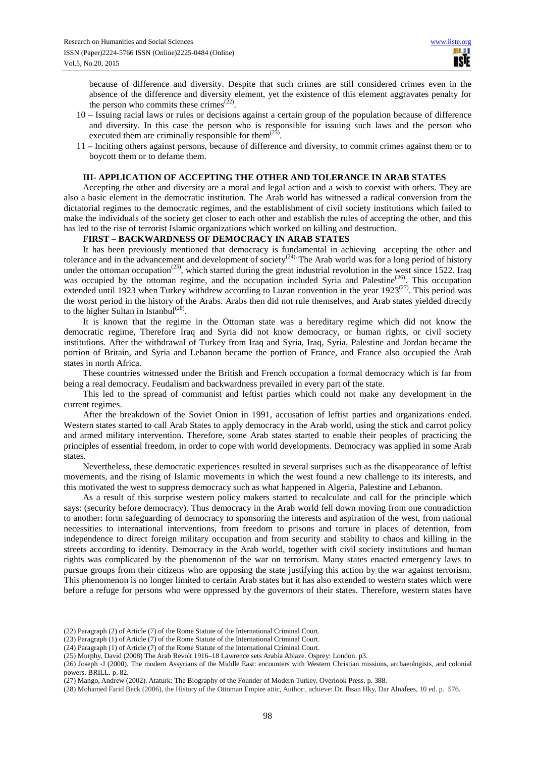because of difference and diversity. Despite that such crimes are still considered crimes even in the absence of the difference and diversity element, yet the existence of this element aggravates penalty for the person who commits these crimes[(22)].

10 – Issuing racial laws or rules or decisions against a certain group of the population because of difference and diversity. In this case the person who is responsible for issuing such laws and the person who executed them are criminally responsible for them[(23)].

11 – Inciting others against persons, because of difference and diversity, to commit crimes against them or to boycott them or to defame them.

## III- APPLICATION OF ACCEPTING THE OTHER AND TOLERANCE IN ARAB STATES

Accepting the other and diversity are a moral and legal action and a wish to coexist with others. They are also a basic element in the democratic institution. The Arab world has witnessed a radical conversion from the dictatorial regimes to the democratic regimes, and the establishment of civil society institutions which failed to make the individuals of the society get closer to each other and establish the rules of accepting the other, and this has led to the rise of terrorist Islamic organizations which worked on killing and destruction.

### FIRST – BACKWARDNESS OF DEMOCRACY IN ARAB STATES

It has been previously mentioned that democracy is fundamental in achieving accepting the other and tolerance and in the advancement and development of society[(24)]. The Arab world was for a long period of history under the ottoman occupation[(25)], which started during the great industrial revolution in the west since 1522. Iraq was occupied by the ottoman regime, and the occupation included Syria and Palestine[(26)]. This occupation extended until 1923 when Turkey withdrew according to Luzan convention in the year 1923[(27)]. This period was the worst period in the history of the Arabs. Arabs then did not rule themselves, and Arab states yielded directly to the higher Sultan in Istanbul[(28)].

It is known that the regime in the Ottoman state was a hereditary regime which did not know the democratic regime, Therefore Iraq and Syria did not know democracy, or human rights, or civil society institutions. After the withdrawal of Turkey from Iraq and Syria, Iraq, Syria, Palestine and Jordan became the portion of Britain, and Syria and Lebanon became the portion of France, and France also occupied the Arab states in north Africa.

These countries witnessed under the British and French occupation a formal democracy which is far from being a real democracy. Feudalism and backwardness prevailed in every part of the state.

This led to the spread of communist and leftist parties which could not make any development in the current regimes.

After the breakdown of the Soviet Onion in 1991, accusation of leftist parties and organizations ended. Western states started to call Arab States to apply democracy in the Arab world, using the stick and carrot policy and armed military intervention. Therefore, some Arab states started to enable their peoples of practicing the principles of essential freedom, in order to cope with world developments. Democracy was applied in some Arab states.

Nevertheless, these democratic experiences resulted in several surprises such as the disappearance of leftist movements, and the rising of Islamic movements in which the west found a new challenge to its interests, and this motivated the west to suppress democracy such as what happened in Algeria, Palestine and Lebanon.

As a result of this surprise western policy makers started to recalculate and call for the principle which says: (security before democracy). Thus democracy in the Arab world fell down moving from one contradiction to another: form safeguarding of democracy to sponsoring the interests and aspiration of the west, from national necessities to international interventions, from freedom to prisons and torture in places of detention, from independence to direct foreign military occupation and from security and stability to chaos and killing in the streets according to identity. Democracy in the Arab world, together with civil society institutions and human rights was complicated by the phenomenon of the war on terrorism. Many states enacted emergency laws to pursue groups from their citizens who are opposing the state justifying this action by the war against terrorism. This phenomenon is no longer limited to certain Arab states but it has also extended to western states which were before a refuge for persons who were oppressed by the governors of their states. Therefore, western states have

---

(22) Paragraph (2) of Article (7) of the Rome Statute of the International Criminal Court.

(23) Paragraph (1) of Article (7) of the Rome Statute of the International Criminal Court.

(24) Paragraph (1) of Article (7) of the Rome Statute of the International Criminal Court.

(25) Murphy, David (2008) The Arab Revolt 1916–18 Lawrence sets Arabia Ablaze. Osprey: London. p3.

(26) Joseph ،J (2000). The modern Assyrians of the Middle East: encounters with Western Christian missions, archaeologists, and colonial powers. BRILL. p. 82.

(27) Mango, Andrew (2002). Ataturk: The Biography of the Founder of Modern Turkey. Overlook Press. p. 388.

(28) Mohamed Farid Beck (2006), the History of the Ottoman Empire attic, Author:, achieve: Dr. Ihsan Hky, Dar Alnafees, 10 ed. p. 576.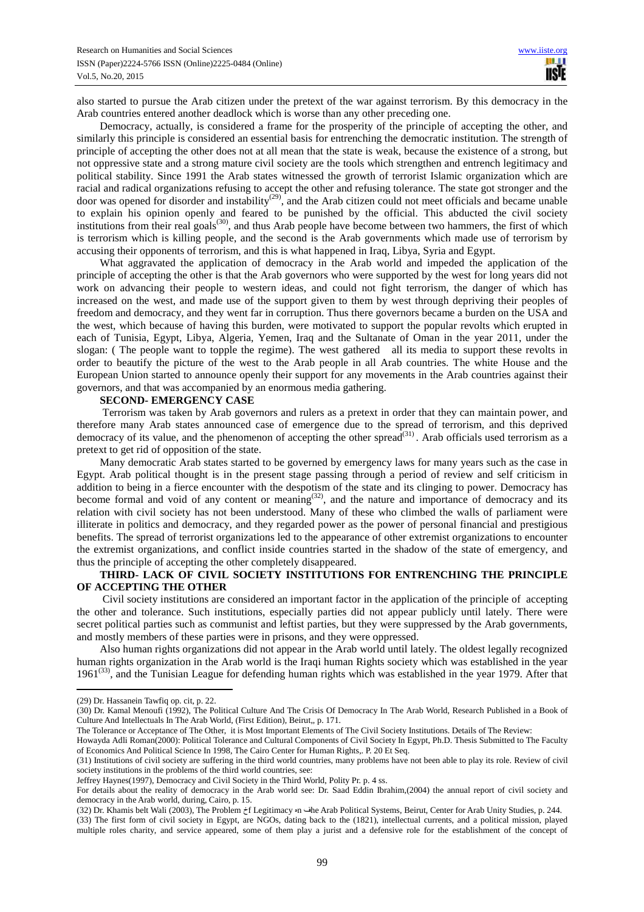also started to pursue the Arab citizen under the pretext of the war against terrorism. By this democracy in the Arab countries entered another deadlock which is worse than any other preceding one.

Democracy, actually, is considered a frame for the prosperity of the principle of accepting the other, and similarly this principle is considered an essential basis for entrenching the democratic institution. The strength of principle of accepting the other does not at all mean that the state is weak, because the existence of a strong, but not oppressive state and a strong mature civil society are the tools which strengthen and entrench legitimacy and political stability. Since 1991 the Arab states witnessed the growth of terrorist Islamic organization which are racial and radical organizations refusing to accept the other and refusing tolerance. The state got stronger and the door was opened for disorder and instability[(29)], and the Arab citizen could not meet officials and became unable to explain his opinion openly and feared to be punished by the official. This abducted the civil society institutions from their real goals[(30)], and thus Arab people have become between two hammers, the first of which is terrorism which is killing people, and the second is the Arab governments which made use of terrorism by accusing their opponents of terrorism, and this is what happened in Iraq, Libya, Syria and Egypt.

What aggravated the application of democracy in the Arab world and impeded the application of the principle of accepting the other is that the Arab governors who were supported by the west for long years did not work on advancing their people to western ideas, and could not fight terrorism, the danger of which has increased on the west, and made use of the support given to them by west through depriving their peoples of freedom and democracy, and they went far in corruption. Thus there governors became a burden on the USA and the west, which because of having this burden, were motivated to support the popular revolts which erupted in each of Tunisia, Egypt, Libya, Algeria, Yemen, Iraq and the Sultanate of Oman in the year 2011, under the slogan: ( The people want to topple the regime). The west gathered all its media to support these revolts in order to beautify the picture of the west to the Arab people in all Arab countries. The white House and the European Union started to announce openly their support for any movements in the Arab countries against their governors, and that was accompanied by an enormous media gathering.

**SECOND- EMERGENCY CASE**

Terrorism was taken by Arab governors and rulers as a pretext in order that they can maintain power, and therefore many Arab states announced case of emergence due to the spread of terrorism, and this deprived democracy of its value, and the phenomenon of accepting the other spread[(31)]. Arab officials used terrorism as a pretext to get rid of opposition of the state.

Many democratic Arab states started to be governed by emergency laws for many years such as the case in Egypt. Arab political thought is in the present stage passing through a period of review and self criticism in addition to being in a fierce encounter with the despotism of the state and its clinging to power. Democracy has become formal and void of any content or meaning[(32)], and the nature and importance of democracy and its relation with civil society has not been understood. Many of these who climbed the walls of parliament were illiterate in politics and democracy, and they regarded power as the power of personal financial and prestigious benefits. The spread of terrorist organizations led to the appearance of other extremist organizations to encounter the extremist organizations, and conflict inside countries started in the shadow of the state of emergency, and thus the principle of accepting the other completely disappeared.

**THIRD- LACK OF CIVIL SOCIETY INSTITUTIONS FOR ENTRENCHING THE PRINCIPLE OF ACCEPTING THE OTHER**

Civil society institutions are considered an important factor in the application of the principle of accepting the other and tolerance. Such institutions, especially parties did not appear publicly until lately. There were secret political parties such as communist and leftist parties, but they were suppressed by the Arab governments, and mostly members of these parties were in prisons, and they were oppressed.

Also human rights organizations did not appear in the Arab world until lately. The oldest legally recognized human rights organization in the Arab world is the Iraqi human Rights society which was established in the year 1961[(33)], and the Tunisian League for defending human rights which was established in the year 1979. After that

---

(29) Dr. Hassanein Tawfiq op. cit, p. 22.

(30) Dr. Kamal Menoufi (1992), The Political Culture And The Crisis Of Democracy In The Arab World, Research Published in a Book of Culture And Intellectuals In The Arab World, (First Edition), Beirut,, p. 171.

The Tolerance or Acceptance of The Other, it is Most Important Elements of The Civil Society Institutions. Details of The Review:

Howayda Adli Roman(2000): Political Tolerance and Cultural Components of Civil Society In Egypt, Ph.D. Thesis Submitted to The Faculty of Economics And Political Science In 1998, The Cairo Center for Human Rights,. P. 20 Et Seq.

(31) Institutions of civil society are suffering in the third world countries, many problems have not been able to play its role. Review of civil society institutions in the problems of the third world countries, see:

Jeffrey Haynes(1997), Democracy and Civil Society in the Third World, Polity Pr. p. 4 ss.

For details about the reality of democracy in the Arab world see: Dr. Saad Eddin Ibrahim,(2004) the annual report of civil society and democracy in the Arab world, during, Cairo, p. 15.

(32) Dr. Khamis belt Wali (2003), The Problem of Legitimacy in the Arab Political Systems, Beirut, Center for Arab Unity Studies, p. 244.

(33) The first form of civil society in Egypt, are NGOs, dating back to the (1821), intellectual currents, and a political mission, played multiple roles charity, and service appeared, some of them play a jurist and a defensive role for the establishment of the concept of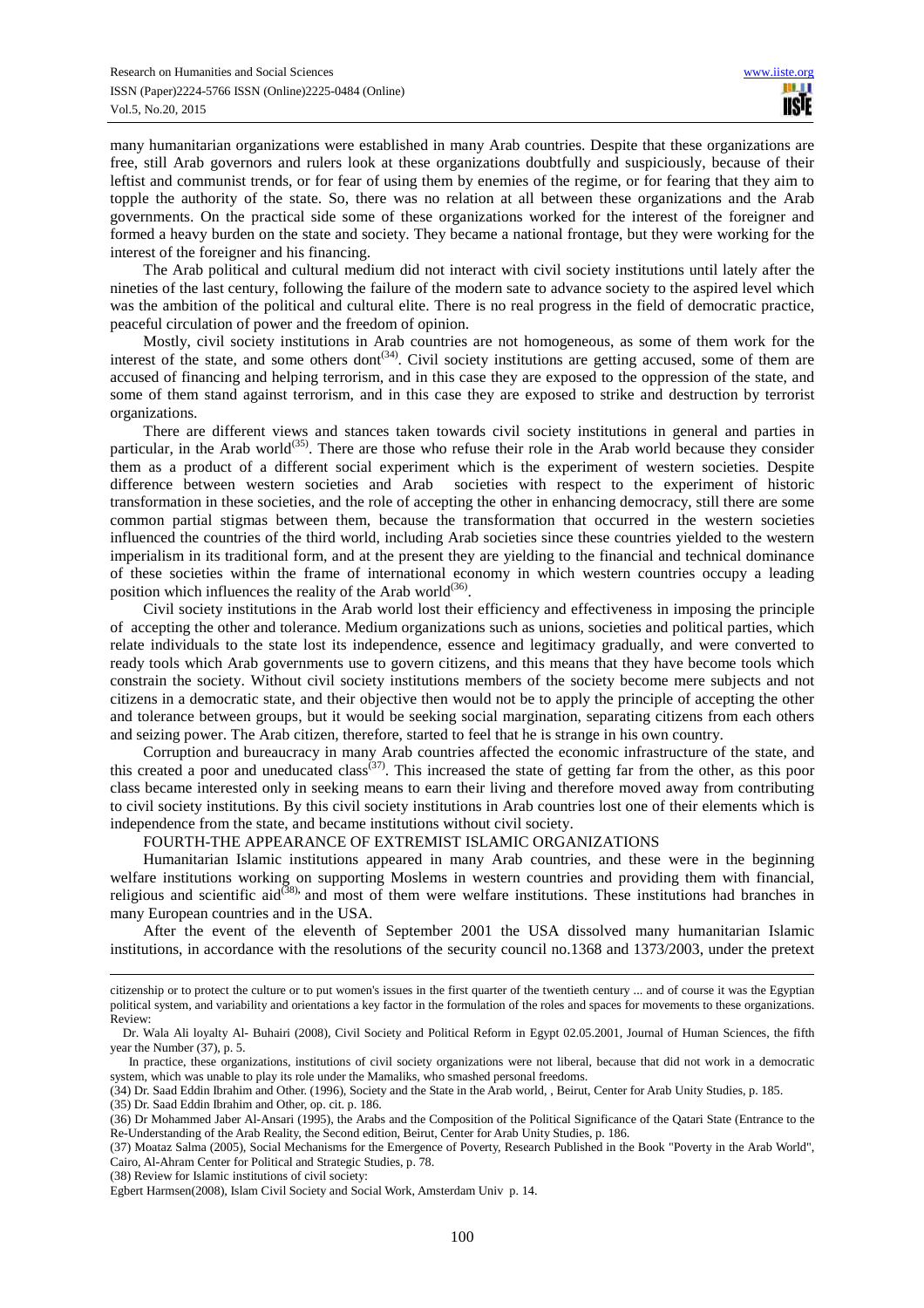many humanitarian organizations were established in many Arab countries. Despite that these organizations are free, still Arab governors and rulers look at these organizations doubtfully and suspiciously, because of their leftist and communist trends, or for fear of using them by enemies of the regime, or for fearing that they aim to topple the authority of the state. So, there was no relation at all between these organizations and the Arab governments. On the practical side some of these organizations worked for the interest of the foreigner and formed a heavy burden on the state and society. They became a national frontage, but they were working for the interest of the foreigner and his financing.

The Arab political and cultural medium did not interact with civil society institutions until lately after the nineties of the last century, following the failure of the modern sate to advance society to the aspired level which was the ambition of the political and cultural elite. There is no real progress in the field of democratic practice, peaceful circulation of power and the freedom of opinion.

Mostly, civil society institutions in Arab countries are not homogeneous, as some of them work for the interest of the state, and some others dont[34]. Civil society institutions are getting accused, some of them are accused of financing and helping terrorism, and in this case they are exposed to the oppression of the state, and some of them stand against terrorism, and in this case they are exposed to strike and destruction by terrorist organizations.

There are different views and stances taken towards civil society institutions in general and parties in particular, in the Arab world[35]. There are those who refuse their role in the Arab world because they consider them as a product of a different social experiment which is the experiment of western societies. Despite difference between western societies and Arab societies with respect to the experiment of historic transformation in these societies, and the role of accepting the other in enhancing democracy, still there are some common partial stigmas between them, because the transformation that occurred in the western societies influenced the countries of the third world, including Arab societies since these countries yielded to the western imperialism in its traditional form, and at the present they are yielding to the financial and technical dominance of these societies within the frame of international economy in which western countries occupy a leading position which influences the reality of the Arab world[36].

Civil society institutions in the Arab world lost their efficiency and effectiveness in imposing the principle of accepting the other and tolerance. Medium organizations such as unions, societies and political parties, which relate individuals to the state lost its independence, essence and legitimacy gradually, and were converted to ready tools which Arab governments use to govern citizens, and this means that they have become tools which constrain the society. Without civil society institutions members of the society become mere subjects and not citizens in a democratic state, and their objective then would not be to apply the principle of accepting the other and tolerance between groups, but it would be seeking social margination, separating citizens from each others and seizing power. The Arab citizen, therefore, started to feel that he is strange in his own country.

Corruption and bureaucracy in many Arab countries affected the economic infrastructure of the state, and this created a poor and uneducated class[37]. This increased the state of getting far from the other, as this poor class became interested only in seeking means to earn their living and therefore moved away from contributing to civil society institutions. By this civil society institutions in Arab countries lost one of their elements which is independence from the state, and became institutions without civil society.

## FOURTH-THE APPEARANCE OF EXTREMIST ISLAMIC ORGANIZATIONS

Humanitarian Islamic institutions appeared in many Arab countries, and these were in the beginning welfare institutions working on supporting Moslems in western countries and providing them with financial, religious and scientific aid[38], and most of them were welfare institutions. These institutions had branches in many European countries and in the USA.

After the event of the eleventh of September 2001 the USA dissolved many humanitarian Islamic institutions, in accordance with the resolutions of the security council no.1368 and 1373/2003, under the pretext

---

citizenship or to protect the culture or to put women's issues in the first quarter of the twentieth century ... and of course it was the Egyptian political system, and variability and orientations a key factor in the formulation of the roles and spaces for movements to these organizations. Review:

Dr. Wala Ali loyalty Al- Buhairi (2008), Civil Society and Political Reform in Egypt 02.05.2001, Journal of Human Sciences, the fifth year the Number (37), p. 5.

In practice, these organizations, institutions of civil society organizations were not liberal, because that did not work in a democratic system, which was unable to play its role under the Mamaliks, who smashed personal freedoms.

(34) Dr. Saad Eddin Ibrahim and Other. (1996), Society and the State in the Arab world, , Beirut, Center for Arab Unity Studies, p. 185.

(35) Dr. Saad Eddin Ibrahim and Other, op. cit. p. 186.

(36) Dr Mohammed Jaber Al-Ansari (1995), the Arabs and the Composition of the Political Significance of the Qatari State (Entrance to the Re-Understanding of the Arab Reality, the Second edition, Beirut, Center for Arab Unity Studies, p. 186.

(37) Moataz Salma (2005), Social Mechanisms for the Emergence of Poverty, Research Published in the Book "Poverty in the Arab World", Cairo, Al-Ahram Center for Political and Strategic Studies, p. 78.

(38) Review for Islamic institutions of civil society:

Egbert Harmsen(2008), Islam Civil Society and Social Work, Amsterdam Univ p. 14.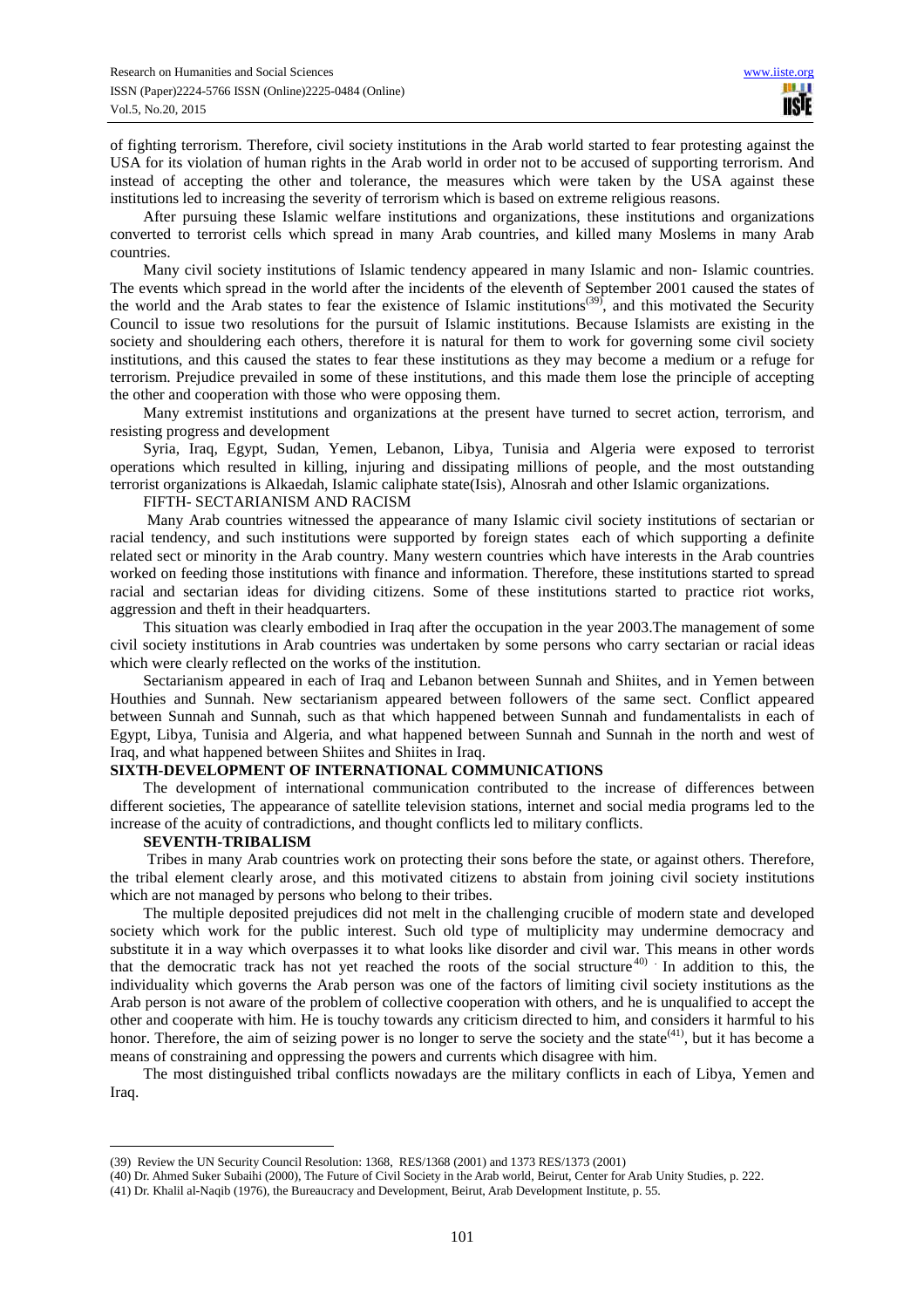of fighting terrorism. Therefore, civil society institutions in the Arab world started to fear protesting against the USA for its violation of human rights in the Arab world in order not to be accused of supporting terrorism. And instead of accepting the other and tolerance, the measures which were taken by the USA against these institutions led to increasing the severity of terrorism which is based on extreme religious reasons.

After pursuing these Islamic welfare institutions and organizations, these institutions and organizations converted to terrorist cells which spread in many Arab countries, and killed many Moslems in many Arab countries.

Many civil society institutions of Islamic tendency appeared in many Islamic and non- Islamic countries. The events which spread in the world after the incidents of the eleventh of September 2001 caused the states of the world and the Arab states to fear the existence of Islamic institutions[39], and this motivated the Security Council to issue two resolutions for the pursuit of Islamic institutions. Because Islamists are existing in the society and shouldering each others, therefore it is natural for them to work for governing some civil society institutions, and this caused the states to fear these institutions as they may become a medium or a refuge for terrorism. Prejudice prevailed in some of these institutions, and this made them lose the principle of accepting the other and cooperation with those who were opposing them.

Many extremist institutions and organizations at the present have turned to secret action, terrorism, and resisting progress and development

Syria, Iraq, Egypt, Sudan, Yemen, Lebanon, Libya, Tunisia and Algeria were exposed to terrorist operations which resulted in killing, injuring and dissipating millions of people, and the most outstanding terrorist organizations is Alkaedah, Islamic caliphate state(Isis), Alnosrah and other Islamic organizations.

FIFTH- SECTARIANISM AND RACISM

Many Arab countries witnessed the appearance of many Islamic civil society institutions of sectarian or racial tendency, and such institutions were supported by foreign states each of which supporting a definite related sect or minority in the Arab country. Many western countries which have interests in the Arab countries worked on feeding those institutions with finance and information. Therefore, these institutions started to spread racial and sectarian ideas for dividing citizens. Some of these institutions started to practice riot works, aggression and theft in their headquarters.

This situation was clearly embodied in Iraq after the occupation in the year 2003.The management of some civil society institutions in Arab countries was undertaken by some persons who carry sectarian or racial ideas which were clearly reflected on the works of the institution.

Sectarianism appeared in each of Iraq and Lebanon between Sunnah and Shiites, and in Yemen between Houthies and Sunnah. New sectarianism appeared between followers of the same sect. Conflict appeared between Sunnah and Sunnah, such as that which happened between Sunnah and fundamentalists in each of Egypt, Libya, Tunisia and Algeria, and what happened between Sunnah and Sunnah in the north and west of Iraq, and what happened between Shiites and Shiites in Iraq.

**SIXTH-DEVELOPMENT OF INTERNATIONAL COMMUNICATIONS**

The development of international communication contributed to the increase of differences between different societies, The appearance of satellite television stations, internet and social media programs led to the increase of the acuity of contradictions, and thought conflicts led to military conflicts.

**SEVENTH-TRIBALISM**

Tribes in many Arab countries work on protecting their sons before the state, or against others. Therefore, the tribal element clearly arose, and this motivated citizens to abstain from joining civil society institutions which are not managed by persons who belong to their tribes.

The multiple deposited prejudices did not melt in the challenging crucible of modern state and developed society which work for the public interest. Such old type of multiplicity may undermine democracy and substitute it in a way which overpasses it to what looks like disorder and civil war. This means in other words that the democratic track has not yet reached the roots of the social structure[40]. In addition to this, the individuality which governs the Arab person was one of the factors of limiting civil society institutions as the Arab person is not aware of the problem of collective cooperation with others, and he is unqualified to accept the other and cooperate with him. He is touchy towards any criticism directed to him, and considers it harmful to his honor. Therefore, the aim of seizing power is no longer to serve the society and the state[41], but it has become a means of constraining and oppressing the powers and currents which disagree with him.

The most distinguished tribal conflicts nowadays are the military conflicts in each of Libya, Yemen and Iraq.

---

(39) Review the UN Security Council Resolution: 1368, RES/1368 (2001) and 1373 RES/1373 (2001)

(40) Dr. Ahmed Suker Subaihi (2000), The Future of Civil Society in the Arab world, Beirut, Center for Arab Unity Studies, p. 222.

(41) Dr. Khalil al-Naqib (1976), the Bureaucracy and Development, Beirut, Arab Development Institute, p. 55.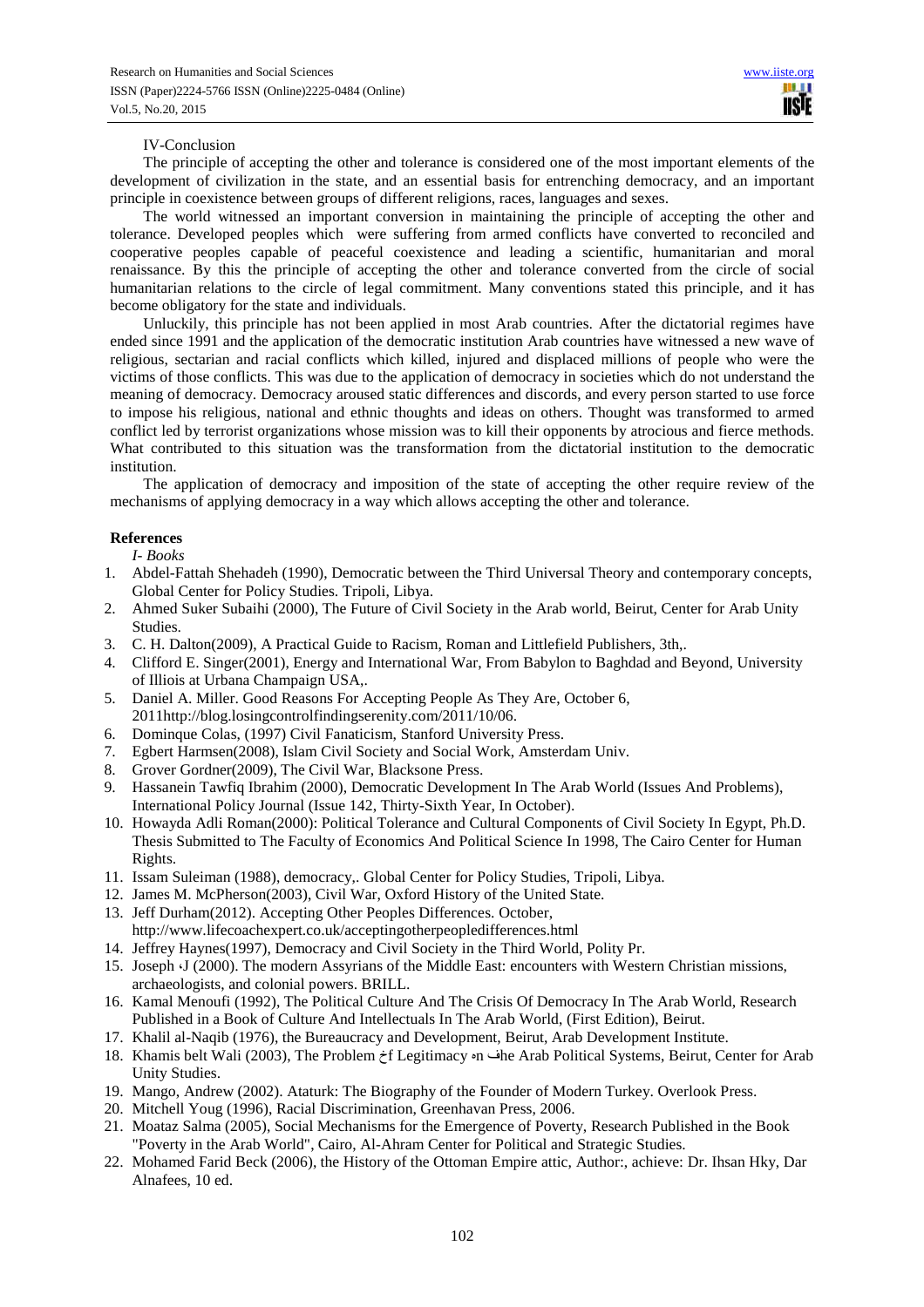IV-Conclusion

The principle of accepting the other and tolerance is considered one of the most important elements of the development of civilization in the state, and an essential basis for entrenching democracy, and an important principle in coexistence between groups of different religions, races, languages and sexes.

The world witnessed an important conversion in maintaining the principle of accepting the other and tolerance. Developed peoples which were suffering from armed conflicts have converted to reconciled and cooperative peoples capable of peaceful coexistence and leading a scientific, humanitarian and moral renaissance. By this the principle of accepting the other and tolerance converted from the circle of social humanitarian relations to the circle of legal commitment. Many conventions stated this principle, and it has become obligatory for the state and individuals.

Unluckily, this principle has not been applied in most Arab countries. After the dictatorial regimes have ended since 1991 and the application of the democratic institution Arab countries have witnessed a new wave of religious, sectarian and racial conflicts which killed, injured and displaced millions of people who were the victims of those conflicts. This was due to the application of democracy in societies which do not understand the meaning of democracy. Democracy aroused static differences and discords, and every person started to use force to impose his religious, national and ethnic thoughts and ideas on others. Thought was transformed to armed conflict led by terrorist organizations whose mission was to kill their opponents by atrocious and fierce methods. What contributed to this situation was the transformation from the dictatorial institution to the democratic institution.

The application of democracy and imposition of the state of accepting the other require review of the mechanisms of applying democracy in a way which allows accepting the other and tolerance.

**References**

*I- Books*

1. Abdel-Fattah Shehadeh (1990), Democratic between the Third Universal Theory and contemporary concepts, Global Center for Policy Studies. Tripoli, Libya.
2. Ahmed Suker Subaihi (2000), The Future of Civil Society in the Arab world, Beirut, Center for Arab Unity Studies.
3. C. H. Dalton(2009), A Practical Guide to Racism, Roman and Littlefield Publishers, 3th,.
4. Clifford E. Singer(2001), Energy and International War, From Babylon to Baghdad and Beyond, University of Illiois at Urbana Champaign USA,.
5. Daniel A. Miller. Good Reasons For Accepting People As They Are, October 6, 2011http://blog.losingcontrolfindingserenity.com/2011/10/06.
6. Dominque Colas, (1997) Civil Fanaticism, Stanford University Press.
7. Egbert Harmsen(2008), Islam Civil Society and Social Work, Amsterdam Univ.
8. Grover Gordner(2009), The Civil War, Blacksone Press.
9. Hassanein Tawfiq Ibrahim (2000), Democratic Development In The Arab World (Issues And Problems), International Policy Journal (Issue 142, Thirty-Sixth Year, In October).
10. Howayda Adli Roman(2000): Political Tolerance and Cultural Components of Civil Society In Egypt, Ph.D. Thesis Submitted to The Faculty of Economics And Political Science In 1998, The Cairo Center for Human Rights.
11. Issam Suleiman (1988), democracy,. Global Center for Policy Studies, Tripoli, Libya.
12. James M. McPherson(2003), Civil War, Oxford History of the United State.
13. Jeff Durham(2012). Accepting Other Peoples Differences. October, http://www.lifecoachexpert.co.uk/acceptingotherpeopledifferences.html
14. Jeffrey Haynes(1997), Democracy and Civil Society in the Third World, Polity Pr.
15. Joseph ،J (2000). The modern Assyrians of the Middle East: encounters with Western Christian missions, archaeologists, and colonial powers. BRILL.
16. Kamal Menoufi (1992), The Political Culture And The Crisis Of Democracy In The Arab World, Research Published in a Book of Culture And Intellectuals In The Arab World, (First Edition), Beirut.
17. Khalil al-Naqib (1976), the Bureaucracy and Development, Beirut, Arab Development Institute.
18. Khamis belt Wali (2003), The Problem خf Legitimacy هn فhe Arab Political Systems, Beirut, Center for Arab Unity Studies.
19. Mango, Andrew (2002). Ataturk: The Biography of the Founder of Modern Turkey. Overlook Press.
20. Mitchell Youg (1996), Racial Discrimination, Greenhavan Press, 2006.
21. Moataz Salma (2005), Social Mechanisms for the Emergence of Poverty, Research Published in the Book "Poverty in the Arab World", Cairo, Al-Ahram Center for Political and Strategic Studies.
22. Mohamed Farid Beck (2006), the History of the Ottoman Empire attic, Author:, achieve: Dr. Ihsan Hky, Dar Alnafees, 10 ed.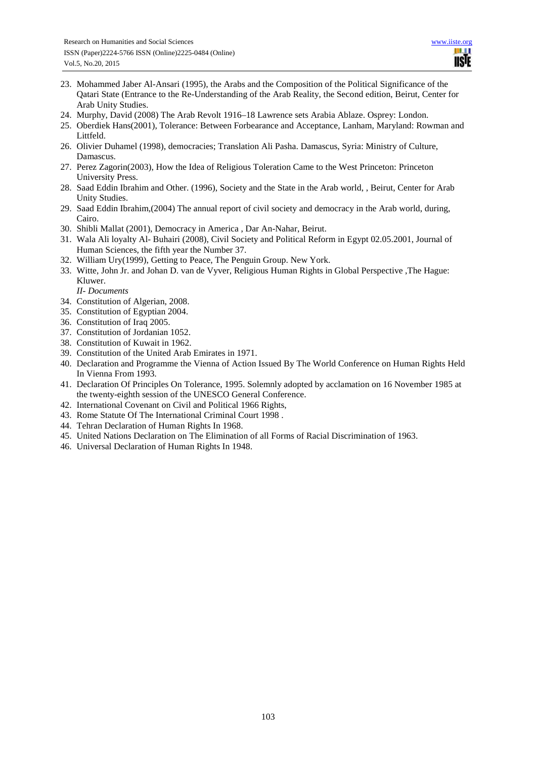23. Mohammed Jaber Al-Ansari (1995), the Arabs and the Composition of the Political Significance of the Qatari State (Entrance to the Re-Understanding of the Arab Reality, the Second edition, Beirut, Center for Arab Unity Studies.
24. Murphy, David (2008) The Arab Revolt 1916–18 Lawrence sets Arabia Ablaze. Osprey: London.
25. Oberdiek Hans(2001), Tolerance: Between Forbearance and Acceptance, Lanham, Maryland: Rowman and Littfeld.
26. Olivier Duhamel (1998), democracies; Translation Ali Pasha. Damascus, Syria: Ministry of Culture, Damascus.
27. Perez Zagorin(2003), How the Idea of Religious Toleration Came to the West Princeton: Princeton University Press.
28. Saad Eddin Ibrahim and Other. (1996), Society and the State in the Arab world, , Beirut, Center for Arab Unity Studies.
29. Saad Eddin Ibrahim,(2004) The annual report of civil society and democracy in the Arab world, during, Cairo.
30. Shibli Mallat (2001), Democracy in America , Dar An-Nahar, Beirut.
31. Wala Ali loyalty Al- Buhairi (2008), Civil Society and Political Reform in Egypt 02.05.2001, Journal of Human Sciences, the fifth year the Number 37.
32. William Ury(1999), Getting to Peace, The Penguin Group. New York.
33. Witte, John Jr. and Johan D. van de Vyver, Religious Human Rights in Global Perspective ,The Hague: Kluwer.

*II- Documents*

34. Constitution of Algerian, 2008.
35. Constitution of Egyptian 2004.
36. Constitution of Iraq 2005.
37. Constitution of Jordanian 1052.
38. Constitution of Kuwait in 1962.
39. Constitution of the United Arab Emirates in 1971.
40. Declaration and Programme the Vienna of Action Issued By The World Conference on Human Rights Held In Vienna From 1993.
41. Declaration Of Principles On Tolerance, 1995. Solemnly adopted by acclamation on 16 November 1985 at the twenty-eighth session of the UNESCO General Conference.
42. International Covenant on Civil and Political 1966 Rights,
43. Rome Statute Of The International Criminal Court 1998 .
44. Tehran Declaration of Human Rights In 1968.
45. United Nations Declaration on The Elimination of all Forms of Racial Discrimination of 1963.
46. Universal Declaration of Human Rights In 1948.